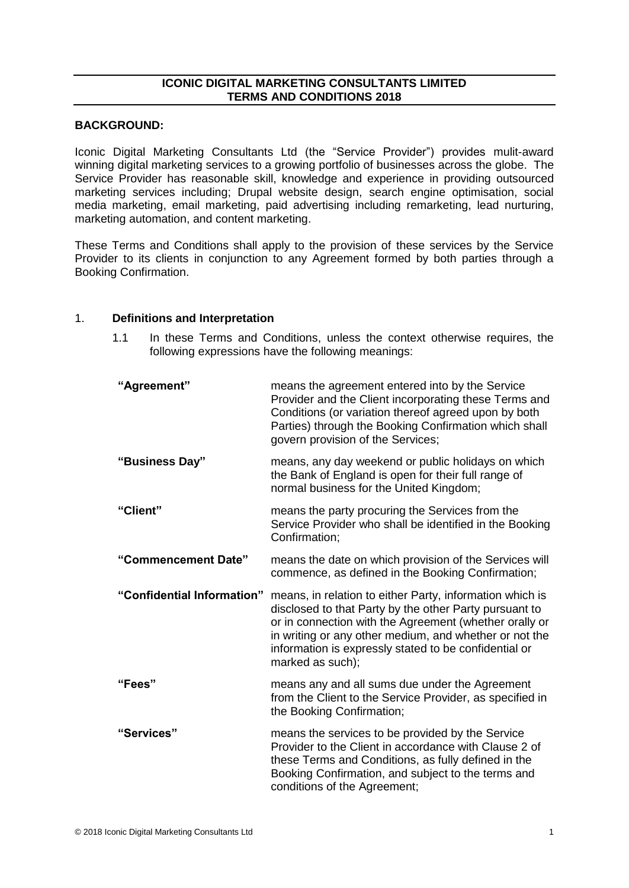# ICONIC DIGITAL MARKETING CONSULTANTS LIMITED
# TERMS AND CONDITIONS 2018

**BACKGROUND:**

Iconic Digital Marketing Consultants Ltd (the "Service Provider") provides mulit-award winning digital marketing services to a growing portfolio of businesses across the globe. The Service Provider has reasonable skill, knowledge and experience in providing outsourced marketing services including; Drupal website design, search engine optimisation, social media marketing, email marketing, paid advertising including remarketing, lead nurturing, marketing automation, and content marketing.

These Terms and Conditions shall apply to the provision of these services by the Service Provider to its clients in conjunction to any Agreement formed by both parties through a Booking Confirmation.

1. **Definitions and Interpretation**

   1.1 In these Terms and Conditions, unless the context otherwise requires, the following expressions have the following meanings:

| | |
|---|---|
| **"Agreement"** | means the agreement entered into by the Service Provider and the Client incorporating these Terms and Conditions (or variation thereof agreed upon by both Parties) through the Booking Confirmation which shall govern provision of the Services; |
| **"Business Day"** | means, any day weekend or public holidays on which the Bank of England is open for their full range of normal business for the United Kingdom; |
| **"Client"** | means the party procuring the Services from the Service Provider who shall be identified in the Booking Confirmation; |
| **"Commencement Date"** | means the date on which provision of the Services will commence, as defined in the Booking Confirmation; |
| **"Confidential Information"** | means, in relation to either Party, information which is disclosed to that Party by the other Party pursuant to or in connection with the Agreement (whether orally or in writing or any other medium, and whether or not the information is expressly stated to be confidential or marked as such); |
| **"Fees"** | means any and all sums due under the Agreement from the Client to the Service Provider, as specified in the Booking Confirmation; |
| **"Services"** | means the services to be provided by the Service Provider to the Client in accordance with Clause 2 of these Terms and Conditions, as fully defined in the Booking Confirmation, and subject to the terms and conditions of the Agreement; |

© 2018 Iconic Digital Marketing Consultants Ltd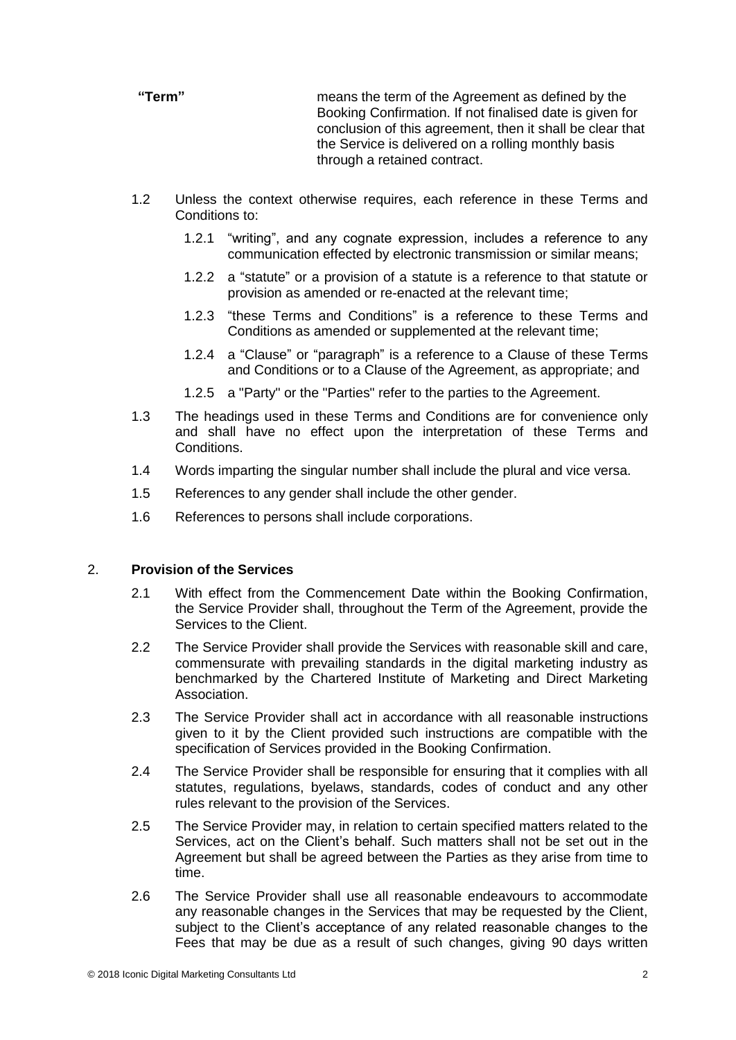**"Term"** means the term of the Agreement as defined by the Booking Confirmation. If not finalised date is given for conclusion of this agreement, then it shall be clear that the Service is delivered on a rolling monthly basis through a retained contract.

1.2 Unless the context otherwise requires, each reference in these Terms and Conditions to:

1.2.1 "writing", and any cognate expression, includes a reference to any communication effected by electronic transmission or similar means;

1.2.2 a "statute" or a provision of a statute is a reference to that statute or provision as amended or re-enacted at the relevant time;

1.2.3 "these Terms and Conditions" is a reference to these Terms and Conditions as amended or supplemented at the relevant time;

1.2.4 a "Clause" or "paragraph" is a reference to a Clause of these Terms and Conditions or to a Clause of the Agreement, as appropriate; and

1.2.5 a "Party" or the "Parties" refer to the parties to the Agreement.

1.3 The headings used in these Terms and Conditions are for convenience only and shall have no effect upon the interpretation of these Terms and Conditions.

1.4 Words imparting the singular number shall include the plural and vice versa.

1.5 References to any gender shall include the other gender.

1.6 References to persons shall include corporations.

## 2. Provision of the Services

2.1 With effect from the Commencement Date within the Booking Confirmation, the Service Provider shall, throughout the Term of the Agreement, provide the Services to the Client.

2.2 The Service Provider shall provide the Services with reasonable skill and care, commensurate with prevailing standards in the digital marketing industry as benchmarked by the Chartered Institute of Marketing and Direct Marketing Association.

2.3 The Service Provider shall act in accordance with all reasonable instructions given to it by the Client provided such instructions are compatible with the specification of Services provided in the Booking Confirmation.

2.4 The Service Provider shall be responsible for ensuring that it complies with all statutes, regulations, byelaws, standards, codes of conduct and any other rules relevant to the provision of the Services.

2.5 The Service Provider may, in relation to certain specified matters related to the Services, act on the Client's behalf. Such matters shall not be set out in the Agreement but shall be agreed between the Parties as they arise from time to time.

2.6 The Service Provider shall use all reasonable endeavours to accommodate any reasonable changes in the Services that may be requested by the Client, subject to the Client's acceptance of any related reasonable changes to the Fees that may be due as a result of such changes, giving 90 days written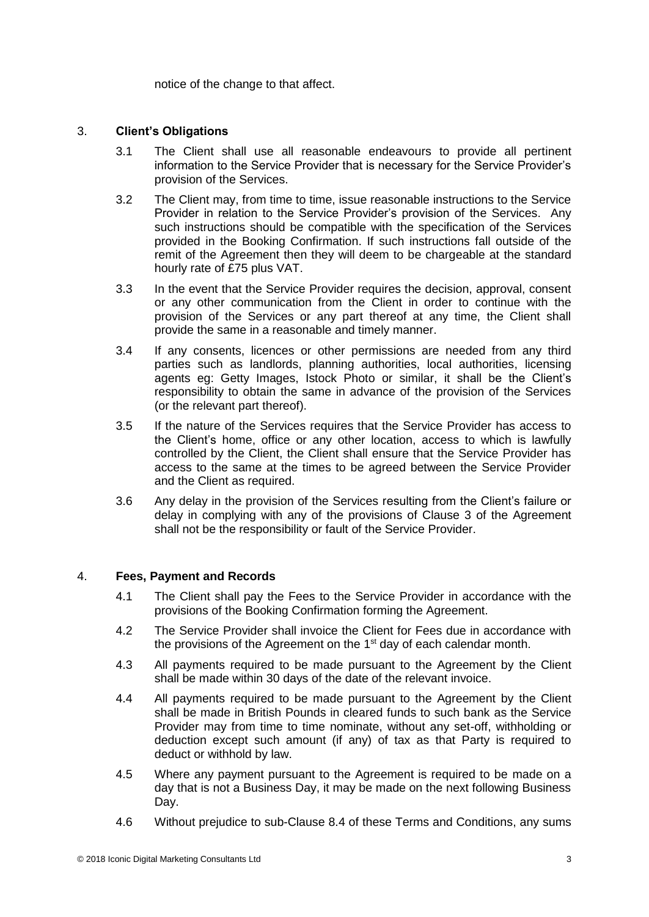notice of the change to that affect.

3. **Client's Obligations**

   3.1 The Client shall use all reasonable endeavours to provide all pertinent information to the Service Provider that is necessary for the Service Provider's provision of the Services.

   3.2 The Client may, from time to time, issue reasonable instructions to the Service Provider in relation to the Service Provider's provision of the Services. Any such instructions should be compatible with the specification of the Services provided in the Booking Confirmation. If such instructions fall outside of the remit of the Agreement then they will deem to be chargeable at the standard hourly rate of £75 plus VAT.

   3.3 In the event that the Service Provider requires the decision, approval, consent or any other communication from the Client in order to continue with the provision of the Services or any part thereof at any time, the Client shall provide the same in a reasonable and timely manner.

   3.4 If any consents, licences or other permissions are needed from any third parties such as landlords, planning authorities, local authorities, licensing agents eg: Getty Images, Istock Photo or similar, it shall be the Client's responsibility to obtain the same in advance of the provision of the Services (or the relevant part thereof).

   3.5 If the nature of the Services requires that the Service Provider has access to the Client's home, office or any other location, access to which is lawfully controlled by the Client, the Client shall ensure that the Service Provider has access to the same at the times to be agreed between the Service Provider and the Client as required.

   3.6 Any delay in the provision of the Services resulting from the Client's failure or delay in complying with any of the provisions of Clause 3 of the Agreement shall not be the responsibility or fault of the Service Provider.

4. **Fees, Payment and Records**

   4.1 The Client shall pay the Fees to the Service Provider in accordance with the provisions of the Booking Confirmation forming the Agreement.

   4.2 The Service Provider shall invoice the Client for Fees due in accordance with the provisions of the Agreement on the 1st day of each calendar month.

   4.3 All payments required to be made pursuant to the Agreement by the Client shall be made within 30 days of the date of the relevant invoice.

   4.4 All payments required to be made pursuant to the Agreement by the Client shall be made in British Pounds in cleared funds to such bank as the Service Provider may from time to time nominate, without any set-off, withholding or deduction except such amount (if any) of tax as that Party is required to deduct or withhold by law.

   4.5 Where any payment pursuant to the Agreement is required to be made on a day that is not a Business Day, it may be made on the next following Business Day.

   4.6 Without prejudice to sub-Clause 8.4 of these Terms and Conditions, any sums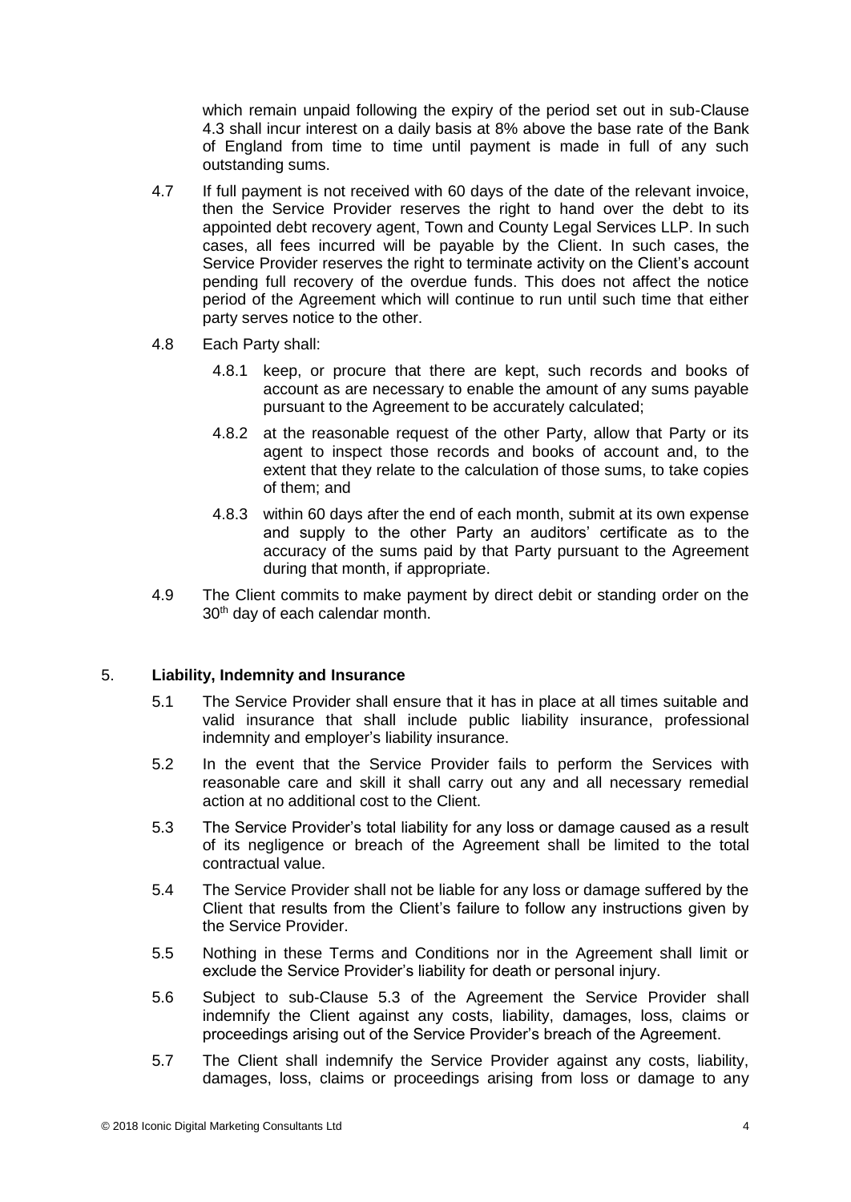which remain unpaid following the expiry of the period set out in sub-Clause 4.3 shall incur interest on a daily basis at 8% above the base rate of the Bank of England from time to time until payment is made in full of any such outstanding sums.

4.7 If full payment is not received with 60 days of the date of the relevant invoice, then the Service Provider reserves the right to hand over the debt to its appointed debt recovery agent, Town and County Legal Services LLP. In such cases, all fees incurred will be payable by the Client. In such cases, the Service Provider reserves the right to terminate activity on the Client's account pending full recovery of the overdue funds. This does not affect the notice period of the Agreement which will continue to run until such time that either party serves notice to the other.

4.8 Each Party shall:

4.8.1 keep, or procure that there are kept, such records and books of account as are necessary to enable the amount of any sums payable pursuant to the Agreement to be accurately calculated;

4.8.2 at the reasonable request of the other Party, allow that Party or its agent to inspect those records and books of account and, to the extent that they relate to the calculation of those sums, to take copies of them; and

4.8.3 within 60 days after the end of each month, submit at its own expense and supply to the other Party an auditors' certificate as to the accuracy of the sums paid by that Party pursuant to the Agreement during that month, if appropriate.

4.9 The Client commits to make payment by direct debit or standing order on the 30th day of each calendar month.

## 5. Liability, Indemnity and Insurance

5.1 The Service Provider shall ensure that it has in place at all times suitable and valid insurance that shall include public liability insurance, professional indemnity and employer's liability insurance.

5.2 In the event that the Service Provider fails to perform the Services with reasonable care and skill it shall carry out any and all necessary remedial action at no additional cost to the Client.

5.3 The Service Provider's total liability for any loss or damage caused as a result of its negligence or breach of the Agreement shall be limited to the total contractual value.

5.4 The Service Provider shall not be liable for any loss or damage suffered by the Client that results from the Client's failure to follow any instructions given by the Service Provider.

5.5 Nothing in these Terms and Conditions nor in the Agreement shall limit or exclude the Service Provider's liability for death or personal injury.

5.6 Subject to sub-Clause 5.3 of the Agreement the Service Provider shall indemnify the Client against any costs, liability, damages, loss, claims or proceedings arising out of the Service Provider's breach of the Agreement.

5.7 The Client shall indemnify the Service Provider against any costs, liability, damages, loss, claims or proceedings arising from loss or damage to any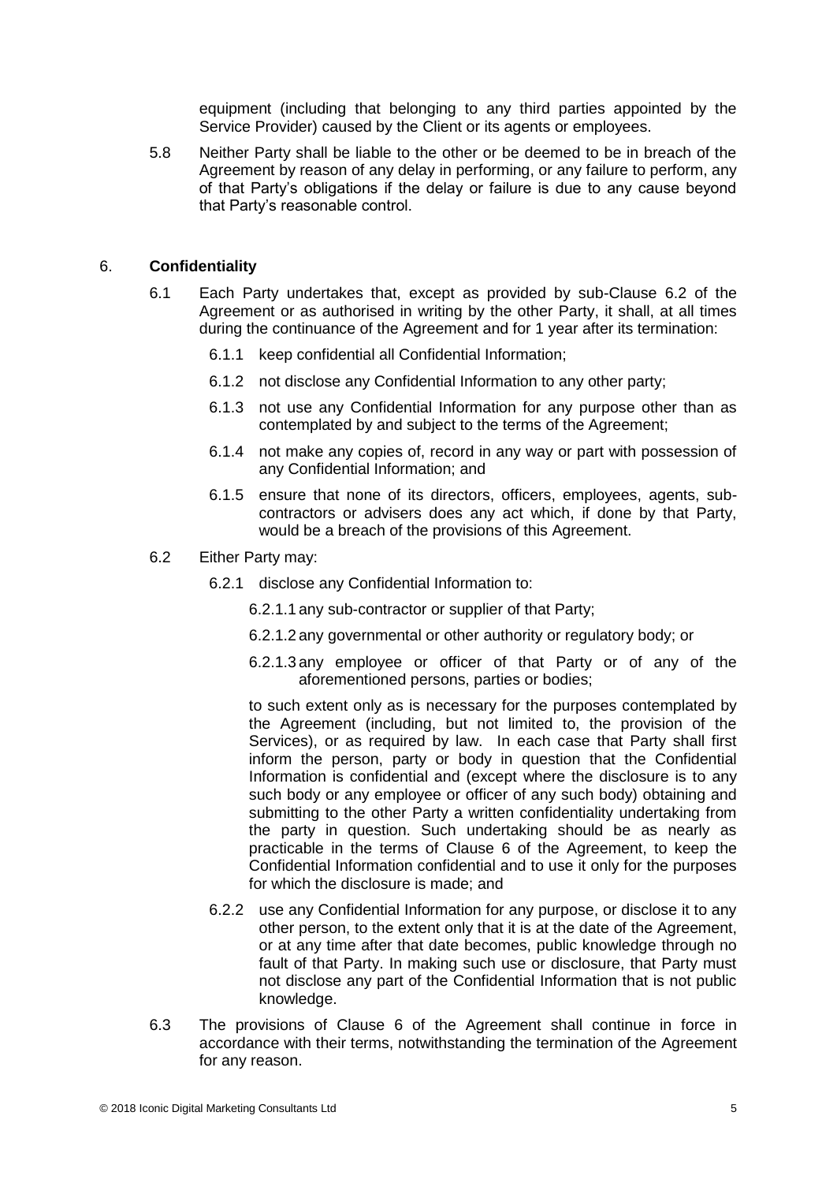equipment (including that belonging to any third parties appointed by the Service Provider) caused by the Client or its agents or employees.

5.8 Neither Party shall be liable to the other or be deemed to be in breach of the Agreement by reason of any delay in performing, or any failure to perform, any of that Party's obligations if the delay or failure is due to any cause beyond that Party's reasonable control.

## 6. **Confidentiality**

6.1 Each Party undertakes that, except as provided by sub-Clause 6.2 of the Agreement or as authorised in writing by the other Party, it shall, at all times during the continuance of the Agreement and for 1 year after its termination:

6.1.1 keep confidential all Confidential Information;

6.1.2 not disclose any Confidential Information to any other party;

6.1.3 not use any Confidential Information for any purpose other than as contemplated by and subject to the terms of the Agreement;

6.1.4 not make any copies of, record in any way or part with possession of any Confidential Information; and

6.1.5 ensure that none of its directors, officers, employees, agents, sub-contractors or advisers does any act which, if done by that Party, would be a breach of the provisions of this Agreement.

6.2 Either Party may:

6.2.1 disclose any Confidential Information to:

6.2.1.1 any sub-contractor or supplier of that Party;

6.2.1.2 any governmental or other authority or regulatory body; or

6.2.1.3 any employee or officer of that Party or of any of the aforementioned persons, parties or bodies;

to such extent only as is necessary for the purposes contemplated by the Agreement (including, but not limited to, the provision of the Services), or as required by law. In each case that Party shall first inform the person, party or body in question that the Confidential Information is confidential and (except where the disclosure is to any such body or any employee or officer of any such body) obtaining and submitting to the other Party a written confidentiality undertaking from the party in question. Such undertaking should be as nearly as practicable in the terms of Clause 6 of the Agreement, to keep the Confidential Information confidential and to use it only for the purposes for which the disclosure is made; and

6.2.2 use any Confidential Information for any purpose, or disclose it to any other person, to the extent only that it is at the date of the Agreement, or at any time after that date becomes, public knowledge through no fault of that Party. In making such use or disclosure, that Party must not disclose any part of the Confidential Information that is not public knowledge.

6.3 The provisions of Clause 6 of the Agreement shall continue in force in accordance with their terms, notwithstanding the termination of the Agreement for any reason.

© 2018 Iconic Digital Marketing Consultants Ltd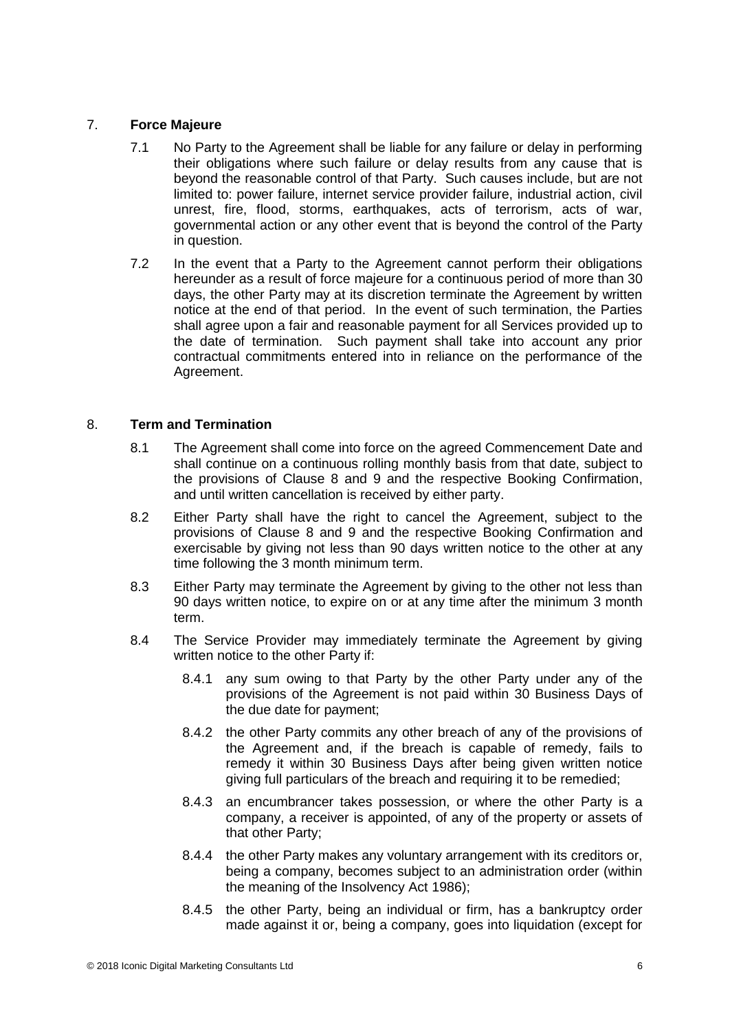## 7. **Force Majeure**

7.1 No Party to the Agreement shall be liable for any failure or delay in performing their obligations where such failure or delay results from any cause that is beyond the reasonable control of that Party. Such causes include, but are not limited to: power failure, internet service provider failure, industrial action, civil unrest, fire, flood, storms, earthquakes, acts of terrorism, acts of war, governmental action or any other event that is beyond the control of the Party in question.

7.2 In the event that a Party to the Agreement cannot perform their obligations hereunder as a result of force majeure for a continuous period of more than 30 days, the other Party may at its discretion terminate the Agreement by written notice at the end of that period. In the event of such termination, the Parties shall agree upon a fair and reasonable payment for all Services provided up to the date of termination. Such payment shall take into account any prior contractual commitments entered into in reliance on the performance of the Agreement.

## 8. **Term and Termination**

8.1 The Agreement shall come into force on the agreed Commencement Date and shall continue on a continuous rolling monthly basis from that date, subject to the provisions of Clause 8 and 9 and the respective Booking Confirmation, and until written cancellation is received by either party.

8.2 Either Party shall have the right to cancel the Agreement, subject to the provisions of Clause 8 and 9 and the respective Booking Confirmation and exercisable by giving not less than 90 days written notice to the other at any time following the 3 month minimum term.

8.3 Either Party may terminate the Agreement by giving to the other not less than 90 days written notice, to expire on or at any time after the minimum 3 month term.

8.4 The Service Provider may immediately terminate the Agreement by giving written notice to the other Party if:

8.4.1 any sum owing to that Party by the other Party under any of the provisions of the Agreement is not paid within 30 Business Days of the due date for payment;

8.4.2 the other Party commits any other breach of any of the provisions of the Agreement and, if the breach is capable of remedy, fails to remedy it within 30 Business Days after being given written notice giving full particulars of the breach and requiring it to be remedied;

8.4.3 an encumbrancer takes possession, or where the other Party is a company, a receiver is appointed, of any of the property or assets of that other Party;

8.4.4 the other Party makes any voluntary arrangement with its creditors or, being a company, becomes subject to an administration order (within the meaning of the Insolvency Act 1986);

8.4.5 the other Party, being an individual or firm, has a bankruptcy order made against it or, being a company, goes into liquidation (except for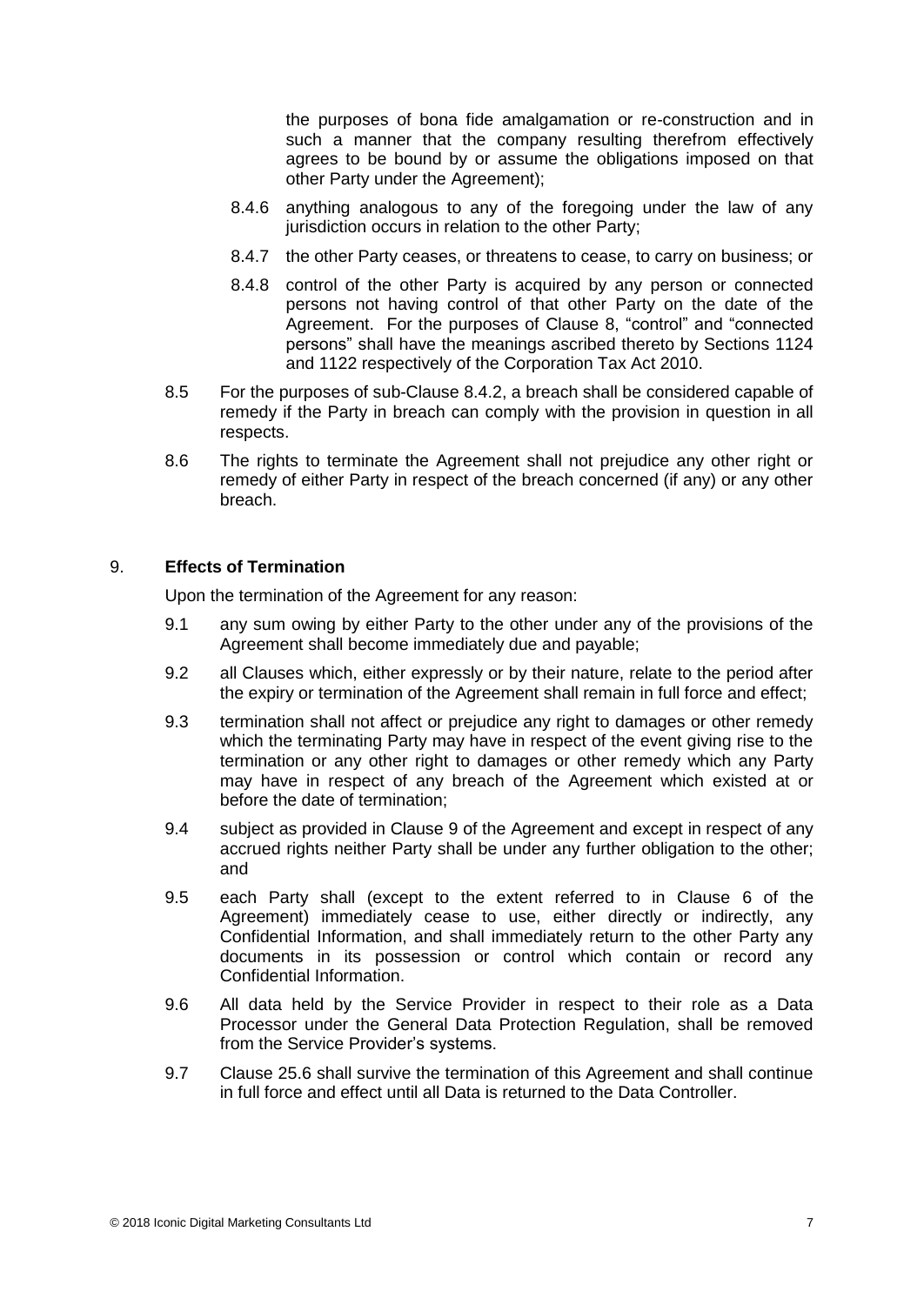the purposes of bona fide amalgamation or re-construction and in such a manner that the company resulting therefrom effectively agrees to be bound by or assume the obligations imposed on that other Party under the Agreement);

8.4.6 anything analogous to any of the foregoing under the law of any jurisdiction occurs in relation to the other Party;

8.4.7 the other Party ceases, or threatens to cease, to carry on business; or

8.4.8 control of the other Party is acquired by any person or connected persons not having control of that other Party on the date of the Agreement. For the purposes of Clause 8, "control" and "connected persons" shall have the meanings ascribed thereto by Sections 1124 and 1122 respectively of the Corporation Tax Act 2010.

8.5 For the purposes of sub-Clause 8.4.2, a breach shall be considered capable of remedy if the Party in breach can comply with the provision in question in all respects.

8.6 The rights to terminate the Agreement shall not prejudice any other right or remedy of either Party in respect of the breach concerned (if any) or any other breach.

## 9. **Effects of Termination**

Upon the termination of the Agreement for any reason:

9.1 any sum owing by either Party to the other under any of the provisions of the Agreement shall become immediately due and payable;

9.2 all Clauses which, either expressly or by their nature, relate to the period after the expiry or termination of the Agreement shall remain in full force and effect;

9.3 termination shall not affect or prejudice any right to damages or other remedy which the terminating Party may have in respect of the event giving rise to the termination or any other right to damages or other remedy which any Party may have in respect of any breach of the Agreement which existed at or before the date of termination;

9.4 subject as provided in Clause 9 of the Agreement and except in respect of any accrued rights neither Party shall be under any further obligation to the other; and

9.5 each Party shall (except to the extent referred to in Clause 6 of the Agreement) immediately cease to use, either directly or indirectly, any Confidential Information, and shall immediately return to the other Party any documents in its possession or control which contain or record any Confidential Information.

9.6 All data held by the Service Provider in respect to their role as a Data Processor under the General Data Protection Regulation, shall be removed from the Service Provider's systems.

9.7 Clause 25.6 shall survive the termination of this Agreement and shall continue in full force and effect until all Data is returned to the Data Controller.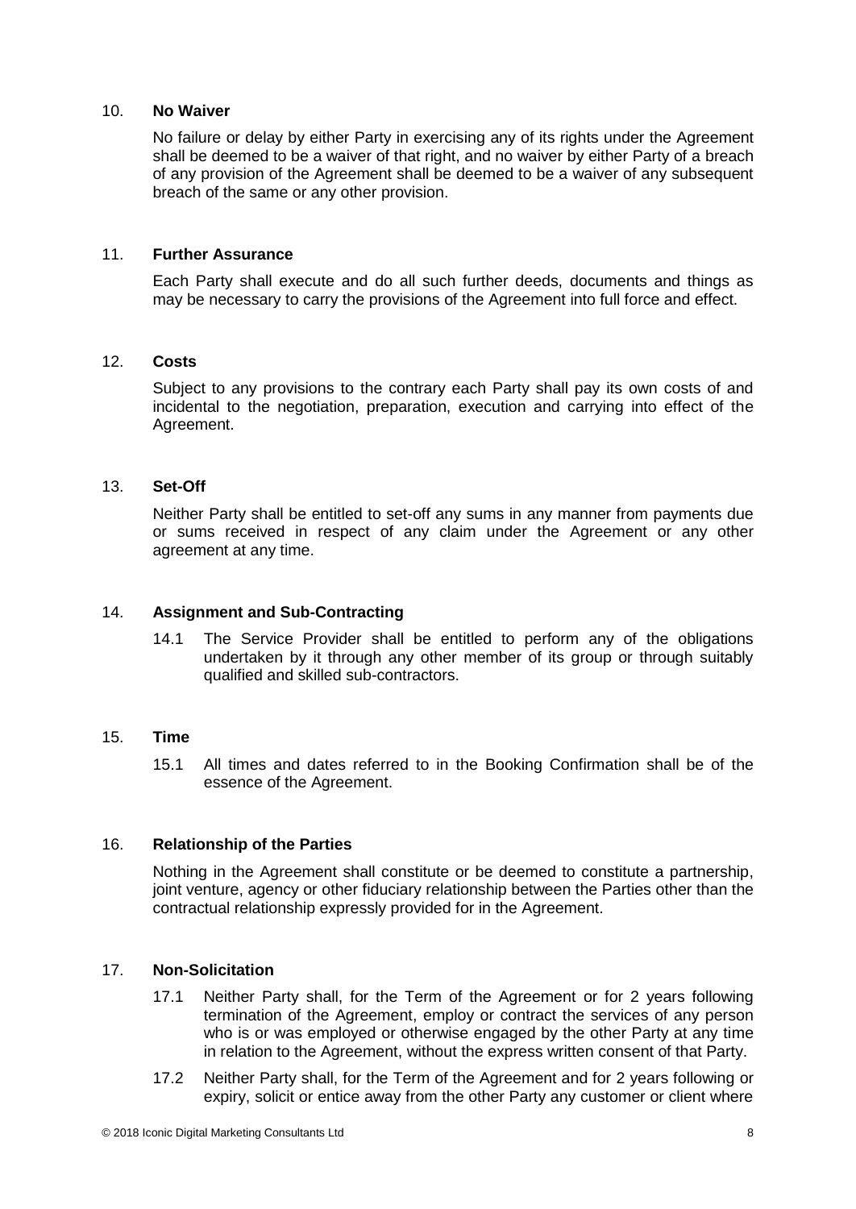## 10. No Waiver

No failure or delay by either Party in exercising any of its rights under the Agreement shall be deemed to be a waiver of that right, and no waiver by either Party of a breach of any provision of the Agreement shall be deemed to be a waiver of any subsequent breach of the same or any other provision.

## 11. Further Assurance

Each Party shall execute and do all such further deeds, documents and things as may be necessary to carry the provisions of the Agreement into full force and effect.

## 12. Costs

Subject to any provisions to the contrary each Party shall pay its own costs of and incidental to the negotiation, preparation, execution and carrying into effect of the Agreement.

## 13. Set-Off

Neither Party shall be entitled to set-off any sums in any manner from payments due or sums received in respect of any claim under the Agreement or any other agreement at any time.

## 14. Assignment and Sub-Contracting

14.1 The Service Provider shall be entitled to perform any of the obligations undertaken by it through any other member of its group or through suitably qualified and skilled sub-contractors.

## 15. Time

15.1 All times and dates referred to in the Booking Confirmation shall be of the essence of the Agreement.

## 16. Relationship of the Parties

Nothing in the Agreement shall constitute or be deemed to constitute a partnership, joint venture, agency or other fiduciary relationship between the Parties other than the contractual relationship expressly provided for in the Agreement.

## 17. Non-Solicitation

17.1 Neither Party shall, for the Term of the Agreement or for 2 years following termination of the Agreement, employ or contract the services of any person who is or was employed or otherwise engaged by the other Party at any time in relation to the Agreement, without the express written consent of that Party.

17.2 Neither Party shall, for the Term of the Agreement and for 2 years following or expiry, solicit or entice away from the other Party any customer or client where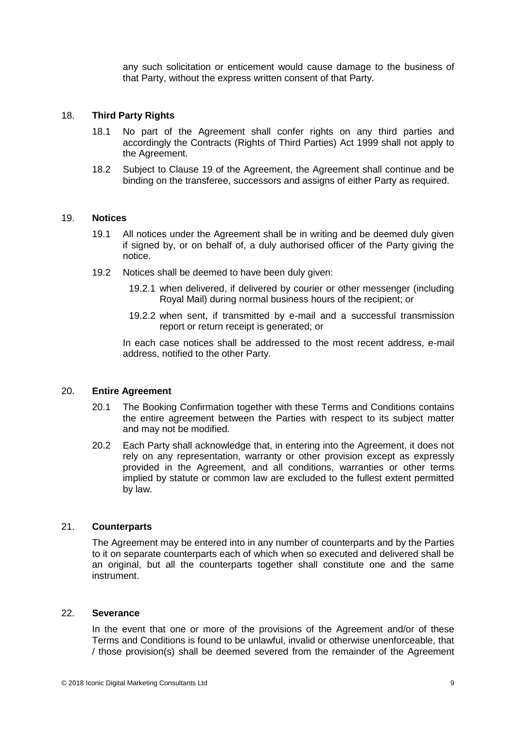any such solicitation or enticement would cause damage to the business of that Party, without the express written consent of that Party.

## 18. Third Party Rights

18.1 No part of the Agreement shall confer rights on any third parties and accordingly the Contracts (Rights of Third Parties) Act 1999 shall not apply to the Agreement.

18.2 Subject to Clause 19 of the Agreement, the Agreement shall continue and be binding on the transferee, successors and assigns of either Party as required.

## 19. Notices

19.1 All notices under the Agreement shall be in writing and be deemed duly given if signed by, or on behalf of, a duly authorised officer of the Party giving the notice.

19.2 Notices shall be deemed to have been duly given:

19.2.1 when delivered, if delivered by courier or other messenger (including Royal Mail) during normal business hours of the recipient; or

19.2.2 when sent, if transmitted by e-mail and a successful transmission report or return receipt is generated; or

In each case notices shall be addressed to the most recent address, e-mail address, notified to the other Party.

## 20. Entire Agreement

20.1 The Booking Confirmation together with these Terms and Conditions contains the entire agreement between the Parties with respect to its subject matter and may not be modified.

20.2 Each Party shall acknowledge that, in entering into the Agreement, it does not rely on any representation, warranty or other provision except as expressly provided in the Agreement, and all conditions, warranties or other terms implied by statute or common law are excluded to the fullest extent permitted by law.

## 21. Counterparts

The Agreement may be entered into in any number of counterparts and by the Parties to it on separate counterparts each of which when so executed and delivered shall be an original, but all the counterparts together shall constitute one and the same instrument.

## 22. Severance

In the event that one or more of the provisions of the Agreement and/or of these Terms and Conditions is found to be unlawful, invalid or otherwise unenforceable, that / those provision(s) shall be deemed severed from the remainder of the Agreement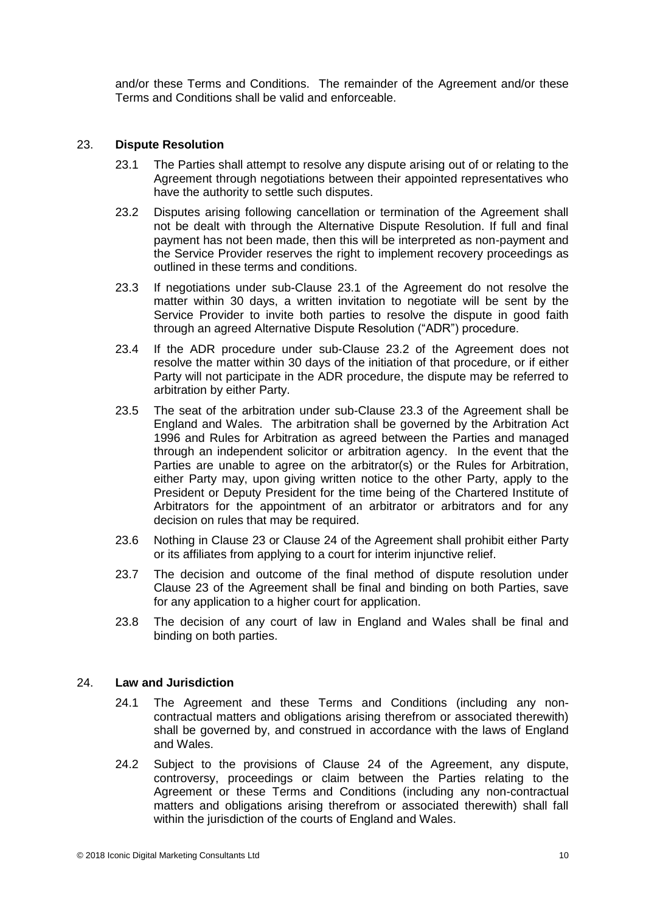and/or these Terms and Conditions. The remainder of the Agreement and/or these Terms and Conditions shall be valid and enforceable.

## 23. Dispute Resolution

23.1 The Parties shall attempt to resolve any dispute arising out of or relating to the Agreement through negotiations between their appointed representatives who have the authority to settle such disputes.

23.2 Disputes arising following cancellation or termination of the Agreement shall not be dealt with through the Alternative Dispute Resolution. If full and final payment has not been made, then this will be interpreted as non-payment and the Service Provider reserves the right to implement recovery proceedings as outlined in these terms and conditions.

23.3 If negotiations under sub-Clause 23.1 of the Agreement do not resolve the matter within 30 days, a written invitation to negotiate will be sent by the Service Provider to invite both parties to resolve the dispute in good faith through an agreed Alternative Dispute Resolution ("ADR") procedure.

23.4 If the ADR procedure under sub-Clause 23.2 of the Agreement does not resolve the matter within 30 days of the initiation of that procedure, or if either Party will not participate in the ADR procedure, the dispute may be referred to arbitration by either Party.

23.5 The seat of the arbitration under sub-Clause 23.3 of the Agreement shall be England and Wales. The arbitration shall be governed by the Arbitration Act 1996 and Rules for Arbitration as agreed between the Parties and managed through an independent solicitor or arbitration agency. In the event that the Parties are unable to agree on the arbitrator(s) or the Rules for Arbitration, either Party may, upon giving written notice to the other Party, apply to the President or Deputy President for the time being of the Chartered Institute of Arbitrators for the appointment of an arbitrator or arbitrators and for any decision on rules that may be required.

23.6 Nothing in Clause 23 or Clause 24 of the Agreement shall prohibit either Party or its affiliates from applying to a court for interim injunctive relief.

23.7 The decision and outcome of the final method of dispute resolution under Clause 23 of the Agreement shall be final and binding on both Parties, save for any application to a higher court for application.

23.8 The decision of any court of law in England and Wales shall be final and binding on both parties.

## 24. Law and Jurisdiction

24.1 The Agreement and these Terms and Conditions (including any non-contractual matters and obligations arising therefrom or associated therewith) shall be governed by, and construed in accordance with the laws of England and Wales.

24.2 Subject to the provisions of Clause 24 of the Agreement, any dispute, controversy, proceedings or claim between the Parties relating to the Agreement or these Terms and Conditions (including any non-contractual matters and obligations arising therefrom or associated therewith) shall fall within the jurisdiction of the courts of England and Wales.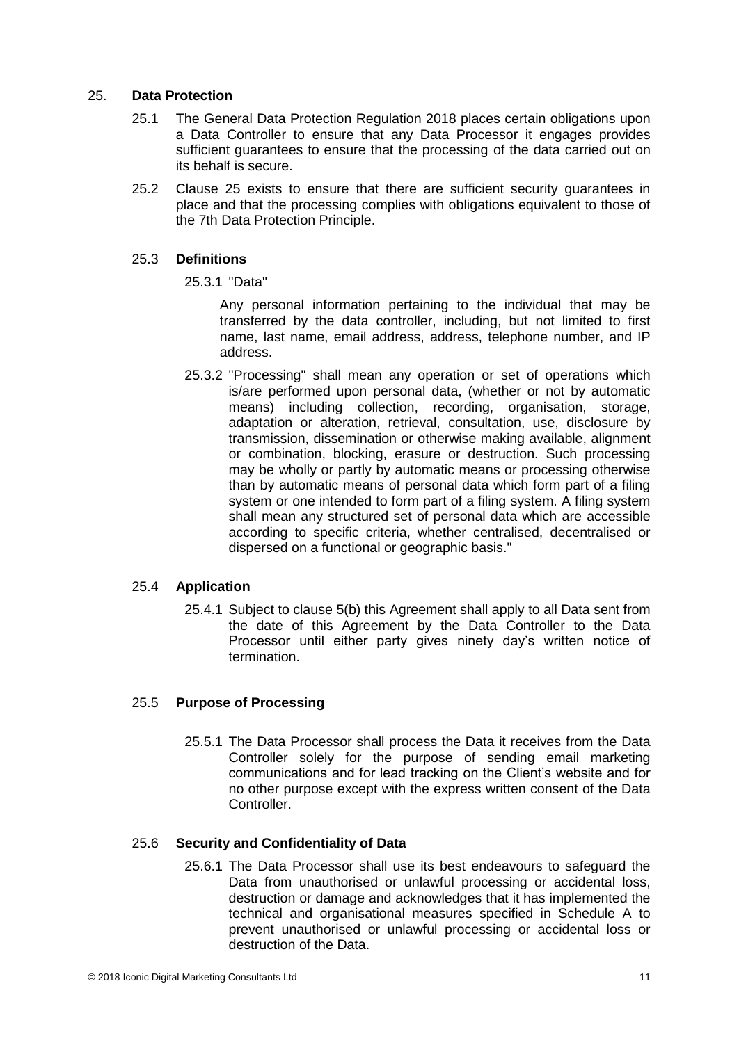## 25. Data Protection

25.1 The General Data Protection Regulation 2018 places certain obligations upon a Data Controller to ensure that any Data Processor it engages provides sufficient guarantees to ensure that the processing of the data carried out on its behalf is secure.

25.2 Clause 25 exists to ensure that there are sufficient security guarantees in place and that the processing complies with obligations equivalent to those of the 7th Data Protection Principle.

### 25.3 Definitions

25.3.1 "Data"

Any personal information pertaining to the individual that may be transferred by the data controller, including, but not limited to first name, last name, email address, address, telephone number, and IP address.

25.3.2 "Processing" shall mean any operation or set of operations which is/are performed upon personal data, (whether or not by automatic means) including collection, recording, organisation, storage, adaptation or alteration, retrieval, consultation, use, disclosure by transmission, dissemination or otherwise making available, alignment or combination, blocking, erasure or destruction. Such processing may be wholly or partly by automatic means or processing otherwise than by automatic means of personal data which form part of a filing system or one intended to form part of a filing system. A filing system shall mean any structured set of personal data which are accessible according to specific criteria, whether centralised, decentralised or dispersed on a functional or geographic basis."

### 25.4 Application

25.4.1 Subject to clause 5(b) this Agreement shall apply to all Data sent from the date of this Agreement by the Data Controller to the Data Processor until either party gives ninety day's written notice of termination.

### 25.5 Purpose of Processing

25.5.1 The Data Processor shall process the Data it receives from the Data Controller solely for the purpose of sending email marketing communications and for lead tracking on the Client's website and for no other purpose except with the express written consent of the Data Controller.

### 25.6 Security and Confidentiality of Data

25.6.1 The Data Processor shall use its best endeavours to safeguard the Data from unauthorised or unlawful processing or accidental loss, destruction or damage and acknowledges that it has implemented the technical and organisational measures specified in Schedule A to prevent unauthorised or unlawful processing or accidental loss or destruction of the Data.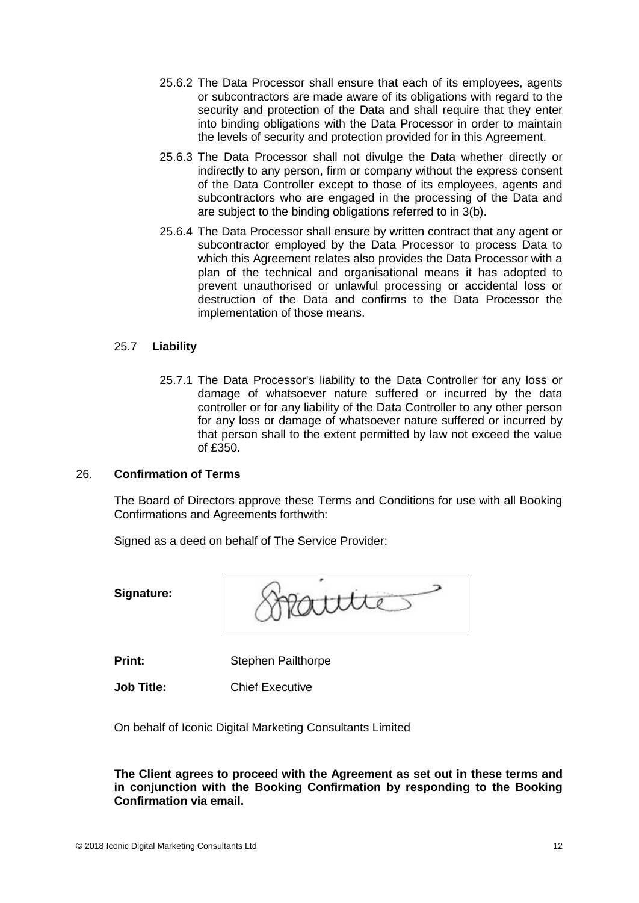25.6.2 The Data Processor shall ensure that each of its employees, agents or subcontractors are made aware of its obligations with regard to the security and protection of the Data and shall require that they enter into binding obligations with the Data Processor in order to maintain the levels of security and protection provided for in this Agreement.

25.6.3 The Data Processor shall not divulge the Data whether directly or indirectly to any person, firm or company without the express consent of the Data Controller except to those of its employees, agents and subcontractors who are engaged in the processing of the Data and are subject to the binding obligations referred to in 3(b).

25.6.4 The Data Processor shall ensure by written contract that any agent or subcontractor employed by the Data Processor to process Data to which this Agreement relates also provides the Data Processor with a plan of the technical and organisational means it has adopted to prevent unauthorised or unlawful processing or accidental loss or destruction of the Data and confirms to the Data Processor the implementation of those means.

### 25.7 Liability

25.7.1 The Data Processor's liability to the Data Controller for any loss or damage of whatsoever nature suffered or incurred by the data controller or for any liability of the Data Controller to any other person for any loss or damage of whatsoever nature suffered or incurred by that person shall to the extent permitted by law not exceed the value of £350.

## 26. Confirmation of Terms

The Board of Directors approve these Terms and Conditions for use with all Booking Confirmations and Agreements forthwith:

Signed as a deed on behalf of The Service Provider:

**Signature:**

**Print:** Stephen Pailthorpe

**Job Title:** Chief Executive

On behalf of Iconic Digital Marketing Consultants Limited

**The Client agrees to proceed with the Agreement as set out in these terms and in conjunction with the Booking Confirmation by responding to the Booking Confirmation via email.**

© 2018 Iconic Digital Marketing Consultants Ltd